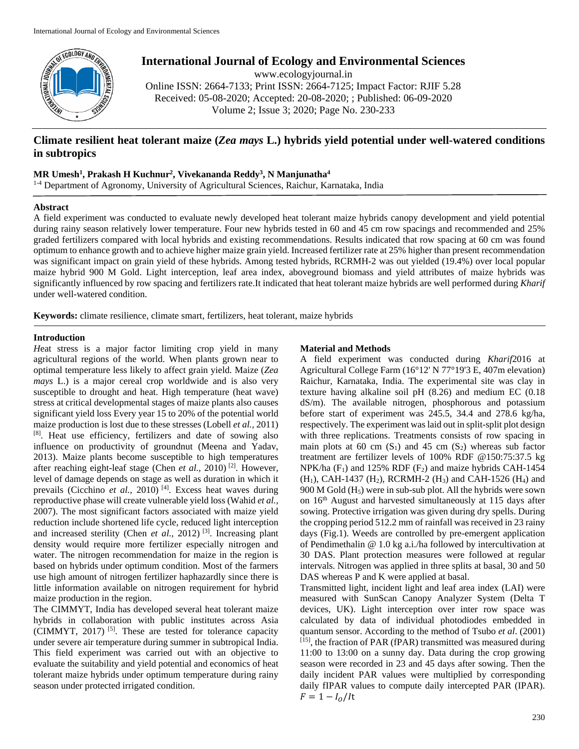# Climate resilient heat tolerant maize (*Zea mays* L.) hybrids yield potential under well-watered conditions in subtropics

**MR Umesh[1], Prakash H Kuchnur[2], Vivekananda Reddy[3], N Manjunatha[4]**

[1-4] Department of Agronomy, University of Agricultural Sciences, Raichur, Karnataka, India

## Abstract

A field experiment was conducted to evaluate newly developed heat tolerant maize hybrids canopy development and yield potential during rainy season relatively lower temperature. Four new hybrids tested in 60 and 45 cm row spacings and recommended and 25% graded fertilizers compared with local hybrids and existing recommendations. Results indicated that row spacing at 60 cm was found optimum to enhance growth and to achieve higher maize grain yield. Increased fertilizer rate at 25% higher than present recommendation was significant impact on grain yield of these hybrids. Among tested hybrids, RCRMH-2 was out yielded (19.4%) over local popular maize hybrid 900 M Gold. Light interception, leaf area index, aboveground biomass and yield attributes of maize hybrids was significantly influenced by row spacing and fertilizers rate.It indicated that heat tolerant maize hybrids are well performed during *Kharif* under well-watered condition.

**Keywords:** climate resilience, climate smart, fertilizers, heat tolerant, maize hybrids

## Introduction

*H*eat stress is a major factor limiting crop yield in many agricultural regions of the world. When plants grown near to optimal temperature less likely to affect grain yield. Maize (*Zea mays* L.) is a major cereal crop worldwide and is also very susceptible to drought and heat. High temperature (heat wave) stress at critical developmental stages of maize plants also causes significant yield loss Every year 15 to 20% of the potential world maize production is lost due to these stresses (Lobell *et al.,* 2011) [8]. Heat use efficiency, fertilizers and date of sowing also influence on productivity of groundnut (Meena and Yadav, 2013). Maize plants become susceptible to high temperatures after reaching eight-leaf stage (Chen *et al.,* 2010) [2]. However, level of damage depends on stage as well as duration in which it prevails (Cicchino *et al.,* 2010) [4]. Excess heat waves during reproductive phase will create vulnerable yield loss (Wahid *et al.,* 2007). The most significant factors associated with maize yield reduction include shortened life cycle, reduced light interception and increased sterility (Chen *et al.,* 2012) [3]. Increasing plant density would require more fertilizer especially nitrogen and water. The nitrogen recommendation for maize in the region is based on hybrids under optimum condition. Most of the farmers use high amount of nitrogen fertilizer haphazardly since there is little information available on nitrogen requirement for hybrid maize production in the region.

The CIMMYT, India has developed several heat tolerant maize hybrids in collaboration with public institutes across Asia (CIMMYT, 2017) [5]. These are tested for tolerance capacity under severe air temperature during summer in subtropical India. This field experiment was carried out with an objective to evaluate the suitability and yield potential and economics of heat tolerant maize hybrids under optimum temperature during rainy season under protected irrigated condition.

## Material and Methods

A field experiment was conducted during *Kharif*2016 at Agricultural College Farm (16°12' N 77°19'3 E, 407m elevation) Raichur, Karnataka, India. The experimental site was clay in texture having alkaline soil pH (8.26) and medium EC (0.18 dS/m). The available nitrogen, phosphorous and potassium before start of experiment was 245.5, 34.4 and 278.6 kg/ha, respectively. The experiment was laid out in split-split plot design with three replications. Treatments consists of row spacing in main plots at 60 cm ($S_1$) and 45 cm ($S_2$) whereas sub factor treatment are fertilizer levels of 100% RDF @150:75:37.5 kg NPK/ha ($F_1$) and 125% RDF ($F_2$) and maize hybrids CAH-1454 ($H_1$), CAH-1437 ($H_2$), RCRMH-2 ($H_3$) and CAH-1526 ($H_4$) and 900 M Gold ($H_5$) were in sub-sub plot. All the hybrids were sown on 16th August and harvested simultaneously at 115 days after sowing. Protective irrigation was given during dry spells. During the cropping period 512.2 mm of rainfall was received in 23 rainy days (Fig.1). Weeds are controlled by pre-emergent application of Pendimethalin @ 1.0 kg a.i./ha followed by intercultivation at 30 DAS. Plant protection measures were followed at regular intervals. Nitrogen was applied in three splits at basal, 30 and 50 DAS whereas P and K were applied at basal.

Transmitted light, incident light and leaf area index (LAI) were measured with SunScan Canopy Analyzer System (Delta T devices, UK). Light interception over inter row space was calculated by data of individual photodiodes embedded in quantum sensor. According to the method of Tsubo *et al*. (2001) [15], the fraction of PAR (fPAR) transmitted was measured during 11:00 to 13:00 on a sunny day. Data during the crop growing season were recorded in 23 and 45 days after sowing. Then the daily incident PAR values were multiplied by corresponding daily fIPAR values to compute daily intercepted PAR (IPAR).

$$F = 1 - I_o/It$$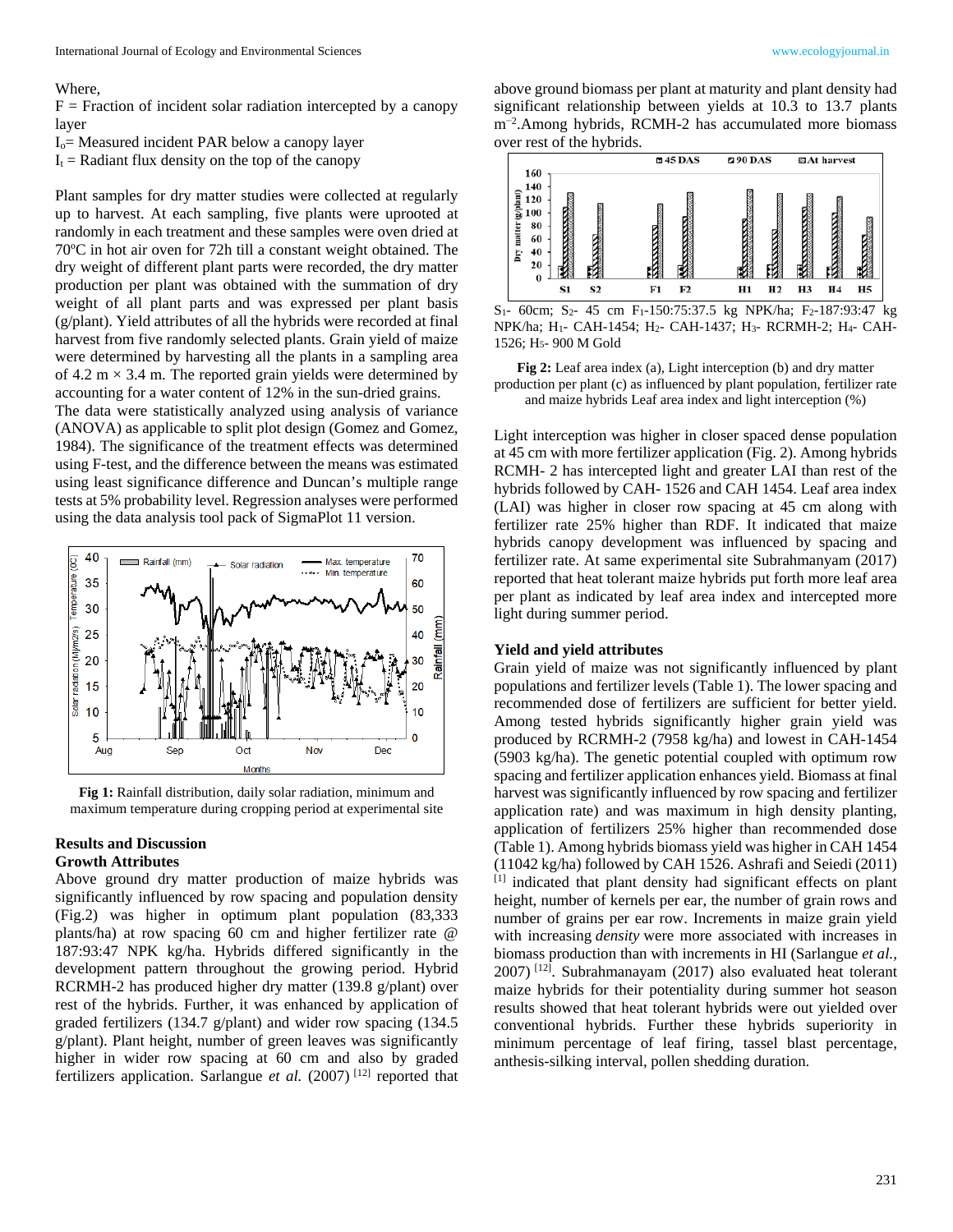Where,

F = Fraction of incident solar radiation intercepted by a canopy layer

$I_o$= Measured incident PAR below a canopy layer

$I_t$ = Radiant flux density on the top of the canopy

Plant samples for dry matter studies were collected at regularly up to harvest. At each sampling, five plants were uprooted randomly in each treatment and these samples were oven dried at 70ºC in hot air oven for 72h till a constant weight obtained. The dry weight of different plant parts were recorded, the dry matter production per plant was obtained with the summation of dry weight of all plant parts and was expressed per plant basis (g/plant). Yield attributes of all the hybrids were recorded at final harvest from five randomly selected plants. Grain yield of maize were determined by harvesting all the plants in a sampling area of 4.2 m × 3.4 m. The reported grain yields were determined by accounting for a water content of 12% in the sun-dried grains.

The data were statistically analyzed using analysis of variance (ANOVA) as applicable to split plot design (Gomez and Gomez, 1984). The significance of the treatment effects was determined using F-test, and the difference between the means was estimated using least significance difference and Duncan's multiple range tests at 5% probability level. Regression analyses were performed using the data analysis tool pack of SigmaPlot 11 version.

**Fig 1:** Rainfall distribution, daily solar radiation, minimum and maximum temperature during cropping period at experimental site

## Results and Discussion

### Growth Attributes

Above ground dry matter production of maize hybrids was significantly influenced by row spacing and population density (Fig.2) was higher in optimum plant population (83,333 plants/ha) at row spacing 60 cm and higher fertilizer rate @ 187:93:47 NPK kg/ha. Hybrids differed significantly in the development pattern throughout the growing period. Hybrid RCRMH-2 has produced higher dry matter (139.8 g/plant) over rest of the hybrids. Further, it was enhanced by application of graded fertilizers (134.7 g/plant) and wider row spacing (134.5 g/plant). Plant height, number of green leaves was significantly higher in wider row spacing at 60 cm and also by graded fertilizers application. Sarlangue *et al.* (2007) [12] reported that above ground biomass per plant at maturity and plant density had significant relationship between yields at 10.3 to 13.7 plants $m^{-2}$.Among hybrids, RCMH-2 has accumulated more biomass over rest of the hybrids.

$S_1$- 60cm; $S_2$- 45 cm $F_1$-150:75:37.5 kg NPK/ha; $F_2$-187:93:47 kg NPK/ha; $H_1$- CAH-1454; $H_2$- CAH-1437; $H_3$- RCRMH-2; $H_4$- CAH-1526; $H_5$- 900 M Gold

**Fig 2:** Leaf area index (a), Light interception (b) and dry matter production per plant (c) as influenced by plant population, fertilizer rate and maize hybrids Leaf area index and light interception (%)

Light interception was higher in closer spaced dense population at 45 cm with more fertilizer application (Fig. 2). Among hybrids RCMH- 2 has intercepted light and greater LAI than rest of the hybrids followed by CAH- 1526 and CAH 1454. Leaf area index (LAI) was higher in closer row spacing at 45 cm along with fertilizer rate 25% higher than RDF. It indicated that maize hybrids canopy development was influenced by spacing and fertilizer rate. At same experimental site Subrahmanyam (2017) reported that heat tolerant maize hybrids put forth more leaf area per plant as indicated by leaf area index and intercepted more light during summer period.

### Yield and yield attributes

Grain yield of maize was not significantly influenced by plant populations and fertilizer levels (Table 1). The lower spacing and recommended dose of fertilizers are sufficient for better yield. Among tested hybrids significantly higher grain yield was produced by RCRMH-2 (7958 kg/ha) and lowest in CAH-1454 (5903 kg/ha). The genetic potential coupled with optimum row spacing and fertilizer application enhances yield. Biomass at final harvest was significantly influenced by row spacing and fertilizer application rate) and was maximum in high density planting, application of fertilizers 25% higher than recommended dose (Table 1). Among hybrids biomass yield was higher in CAH 1454 (11042 kg/ha) followed by CAH 1526. Ashrafi and Seiedi (2011) [1] indicated that plant density had significant effects on plant height, number of kernels per ear, the number of grain rows and number of grains per ear row. Increments in maize grain yield with increasing *density* were more associated with increases in biomass production than with increments in HI (Sarlangue *et al.*, 2007) [12]. Subrahmanayam (2017) also evaluated heat tolerant maize hybrids for their potentiality during summer hot season results showed that heat tolerant hybrids were out yielded over conventional hybrids. Further these hybrids superiority in minimum percentage of leaf firing, tassel blast percentage, anthesis-silking interval, pollen shedding duration.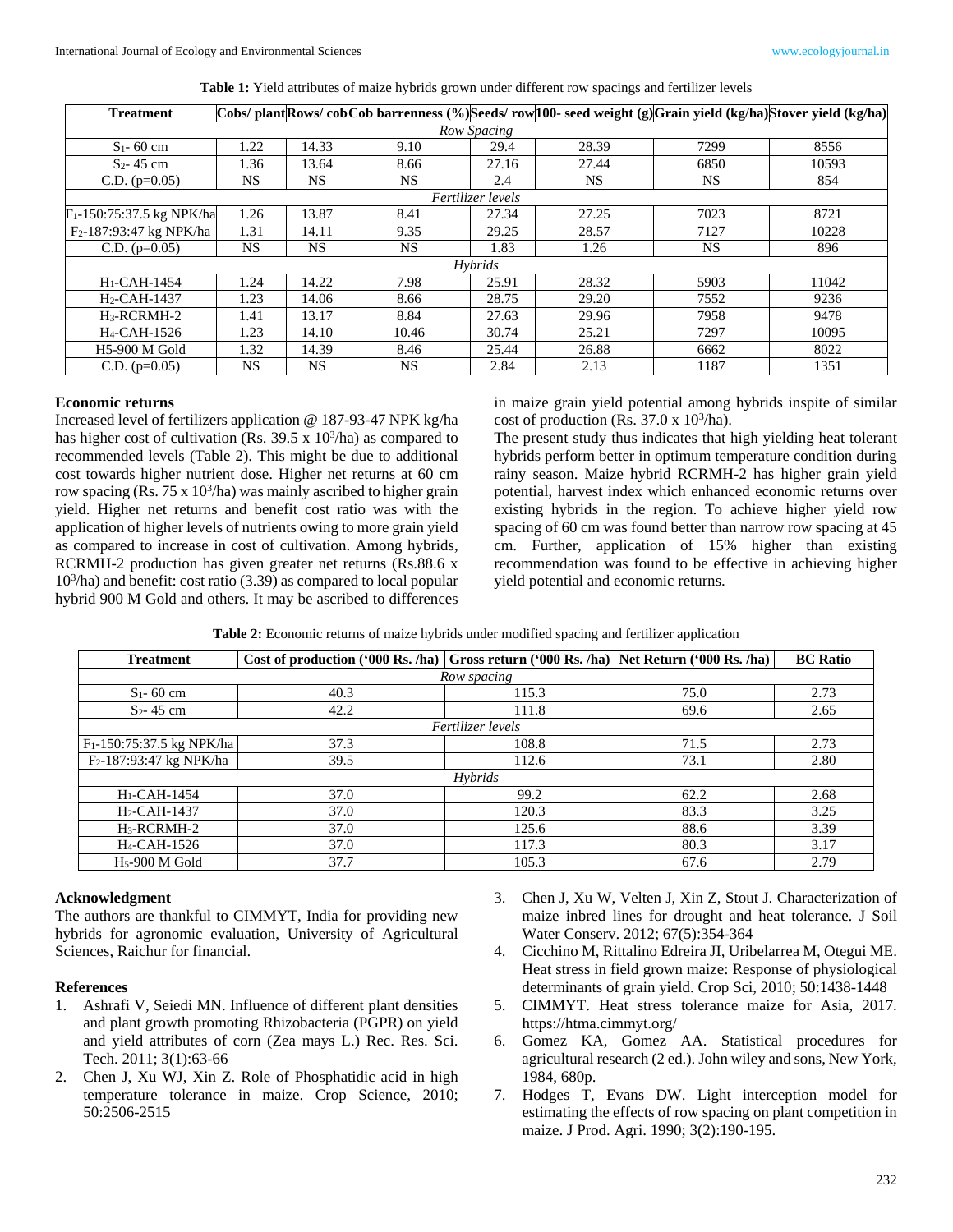**Table 1:** Yield attributes of maize hybrids grown under different row spacings and fertilizer levels

| Treatment | Cobs/ plant | Rows/ cob | Cob barrenness (%) | Seeds/ row | 100- seed weight (g) | Grain yield (kg/ha) | Stover yield (kg/ha) |
|---|---|---|---|---|---|---|---|
| *Row Spacing* | | | | | | | |
| $S_1$- 60 cm | 1.22 | 14.33 | 9.10 | 29.4 | 28.39 | 7299 | 8556 |
| $S_2$- 45 cm | 1.36 | 13.64 | 8.66 | 27.16 | 27.44 | 6850 | 10593 |
| C.D. (p=0.05) | NS | NS | NS | 2.4 | NS | NS | 854 |
| *Fertilizer levels* | | | | | | | |
| $F_1$-150:75:37.5 kg NPK/ha | 1.26 | 13.87 | 8.41 | 27.34 | 27.25 | 7023 | 8721 |
| $F_2$-187:93:47 kg NPK/ha | 1.31 | 14.11 | 9.35 | 29.25 | 28.57 | 7127 | 10228 |
| C.D. (p=0.05) | NS | NS | NS | 1.83 | 1.26 | NS | 896 |
| *Hybrids* | | | | | | | |
| $H_1$-CAH-1454 | 1.24 | 14.22 | 7.98 | 25.91 | 28.32 | 5903 | 11042 |
| $H_2$-CAH-1437 | 1.23 | 14.06 | 8.66 | 28.75 | 29.20 | 7552 | 9236 |
| $H_3$-RCRMH-2 | 1.41 | 13.17 | 8.84 | 27.63 | 29.96 | 7958 | 9478 |
| $H_4$-CAH-1526 | 1.23 | 14.10 | 10.46 | 30.74 | 25.21 | 7297 | 10095 |
| H5-900 M Gold | 1.32 | 14.39 | 8.46 | 25.44 | 26.88 | 6662 | 8022 |
| C.D. (p=0.05) | NS | NS | NS | 2.84 | 2.13 | 1187 | 1351 |

### Economic returns

Increased level of fertilizers application @ 187-93-47 NPK kg/ha has higher cost of cultivation (Rs. 39.5 x $10^3$/ha) as compared to recommended levels (Table 2). This might be due to additional cost towards higher nutrient dose. Higher net returns at 60 cm row spacing (Rs. 75 x $10^3$/ha) was mainly ascribed to higher grain yield. Higher net returns and benefit cost ratio was with the application of higher levels of nutrients owing to more grain yield as compared to increase in cost of cultivation. Among hybrids, RCRMH-2 production has given greater net returns (Rs.88.6 x $10^3$/ha) and benefit: cost ratio (3.39) as compared to local popular hybrid 900 M Gold and others. It may be ascribed to differences in maize grain yield potential among hybrids inspite of similar cost of production (Rs. 37.0 x $10^3$/ha).

The present study thus indicates that high yielding heat tolerant hybrids perform better in optimum temperature condition during rainy season. Maize hybrid RCRMH-2 has higher grain yield potential, harvest index which enhanced economic returns over existing hybrids in the region. To achieve higher yield row spacing of 60 cm was found better than narrow row spacing at 45 cm. Further, application of 15% higher than existing recommendation was found to be effective in achieving higher yield potential and economic returns.

**Table 2:** Economic returns of maize hybrids under modified spacing and fertilizer application

| Treatment | Cost of production ('000 Rs. /ha) | Gross return ('000 Rs. /ha) | Net Return ('000 Rs. /ha) | BC Ratio |
|---|---|---|---|---|
| *Row spacing* | | | | |
| $S_1$- 60 cm | 40.3 | 115.3 | 75.0 | 2.73 |
| $S_2$- 45 cm | 42.2 | 111.8 | 69.6 | 2.65 |
| *Fertilizer levels* | | | | |
| $F_1$-150:75:37.5 kg NPK/ha | 37.3 | 108.8 | 71.5 | 2.73 |
| $F_2$-187:93:47 kg NPK/ha | 39.5 | 112.6 | 73.1 | 2.80 |
| *Hybrids* | | | | |
| $H_1$-CAH-1454 | 37.0 | 99.2 | 62.2 | 2.68 |
| $H_2$-CAH-1437 | 37.0 | 120.3 | 83.3 | 3.25 |
| $H_3$-RCRMH-2 | 37.0 | 125.6 | 88.6 | 3.39 |
| $H_4$-CAH-1526 | 37.0 | 117.3 | 80.3 | 3.17 |
| $H_5$-900 M Gold | 37.7 | 105.3 | 67.6 | 2.79 |

### Acknowledgment

The authors are thankful to CIMMYT, India for providing new hybrids for agronomic evaluation, University of Agricultural Sciences, Raichur for financial.

### References

1. Ashrafi V, Seiedi MN. Influence of different plant densities and plant growth promoting Rhizobacteria (PGPR) on yield and yield attributes of corn (Zea mays L.) Rec. Res. Sci. Tech. 2011; 3(1):63-66
2. Chen J, Xu WJ, Xin Z. Role of Phosphatidic acid in high temperature tolerance in maize. Crop Science, 2010; 50:2506-2515
3. Chen J, Xu W, Velten J, Xin Z, Stout J. Characterization of maize inbred lines for drought and heat tolerance. J Soil Water Conserv. 2012; 67(5):354-364
4. Cicchino M, Rittalino Edreira JI, Uribelarrea M, Otegui ME. Heat stress in field grown maize: Response of physiological determinants of grain yield. Crop Sci, 2010; 50:1438-1448
5. CIMMYT. Heat stress tolerance maize for Asia, 2017. https://htma.cimmyt.org/
6. Gomez KA, Gomez AA. Statistical procedures for agricultural research (2 ed.). John wiley and sons, New York, 1984, 680p.
7. Hodges T, Evans DW. Light interception model for estimating the effects of row spacing on plant competition in maize. J Prod. Agri. 1990; 3(2):190-195.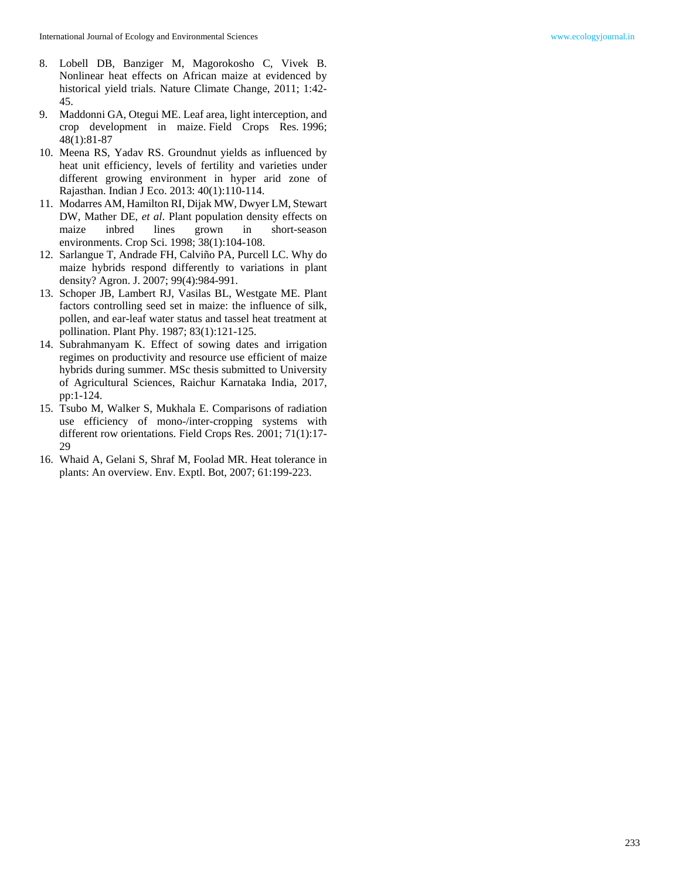8. Lobell DB, Banziger M, Magorokosho C, Vivek B. Nonlinear heat effects on African maize at evidenced by historical yield trials. Nature Climate Change, 2011; 1:42-45.
9. Maddonni GA, Otegui ME. Leaf area, light interception, and crop development in maize. Field Crops Res. 1996; 48(1):81-87
10. Meena RS, Yadav RS. Groundnut yields as influenced by heat unit efficiency, levels of fertility and varieties under different growing environment in hyper arid zone of Rajasthan. Indian J Eco. 2013: 40(1):110-114.
11. Modarres AM, Hamilton RI, Dijak MW, Dwyer LM, Stewart DW, Mather DE, *et al*. Plant population density effects on maize inbred lines grown in short-season environments. Crop Sci. 1998; 38(1):104-108.
12. Sarlangue T, Andrade FH, Calviño PA, Purcell LC. Why do maize hybrids respond differently to variations in plant density? Agron. J. 2007; 99(4):984-991.
13. Schoper JB, Lambert RJ, Vasilas BL, Westgate ME. Plant factors controlling seed set in maize: the influence of silk, pollen, and ear-leaf water status and tassel heat treatment at pollination. Plant Phy. 1987; 83(1):121-125.
14. Subrahmanyam K. Effect of sowing dates and irrigation regimes on productivity and resource use efficient of maize hybrids during summer. MSc thesis submitted to University of Agricultural Sciences, Raichur Karnataka India, 2017, pp:1-124.
15. Tsubo M, Walker S, Mukhala E. Comparisons of radiation use efficiency of mono-/inter-cropping systems with different row orientations. Field Crops Res. 2001; 71(1):17-29
16. Whaid A, Gelani S, Shraf M, Foolad MR. Heat tolerance in plants: An overview. Env. Exptl. Bot, 2007; 61:199-223.